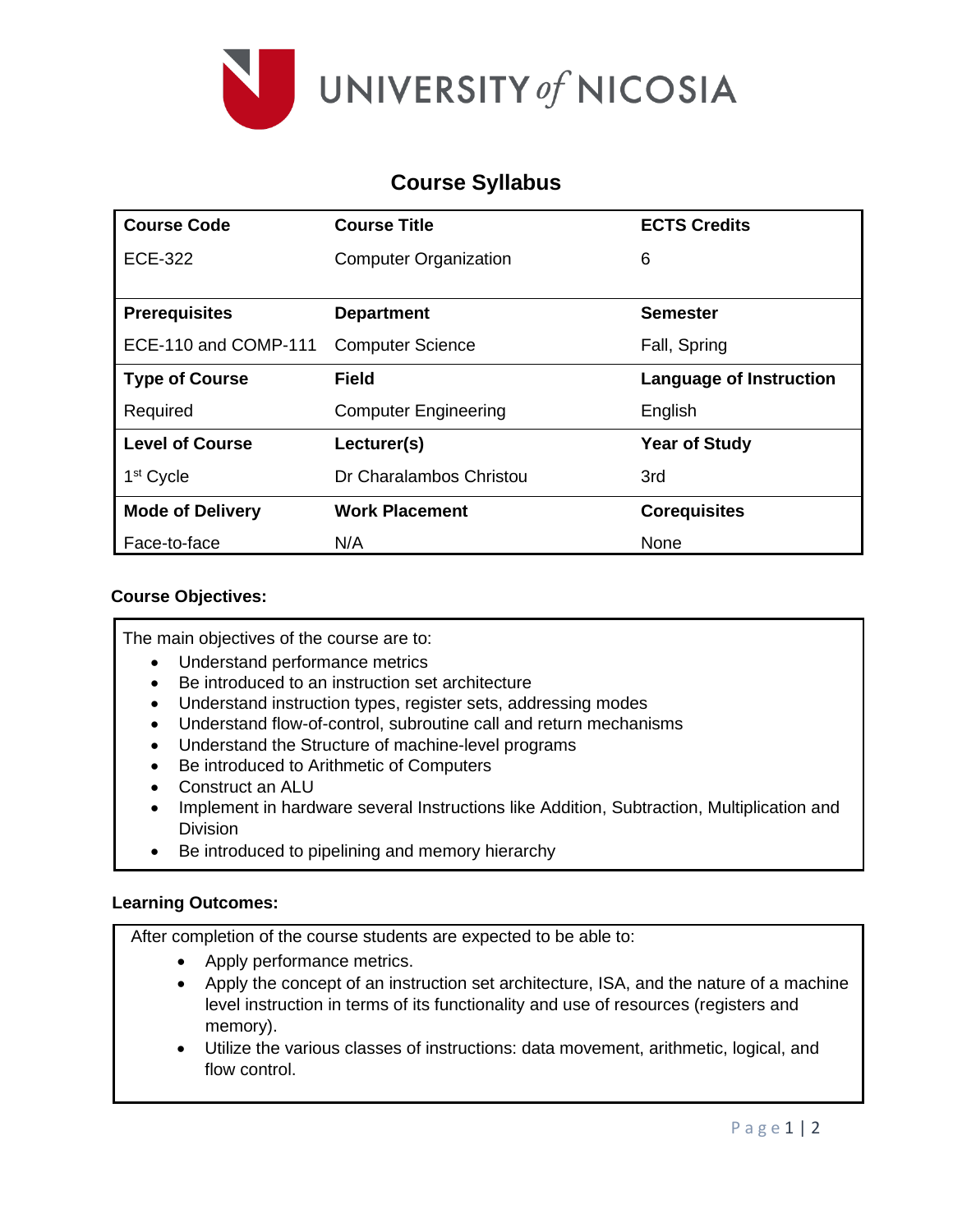UNIVERSITY *of* NICOSIA

# Course Syllabus

| Course Code | Course Title | ECTS Credits |
|---|---|---|
| ECE-322 | Computer Organization | 6 |
| **Prerequisites** | **Department** | **Semester** |
| ECE-110 and COMP-111 | Computer Science | Fall, Spring |
| **Type of Course** | **Field** | **Language of Instruction** |
| Required | Computer Engineering | English |
| **Level of Course** | **Lecturer(s)** | **Year of Study** |
| 1st Cycle | Dr Charalambos Christou | 3rd |
| **Mode of Delivery** | **Work Placement** | **Corequisites** |
| Face-to-face | N/A | None |

**Course Objectives:**

The main objectives of the course are to:

- Understand performance metrics
- Be introduced to an instruction set architecture
- Understand instruction types, register sets, addressing modes
- Understand flow-of-control, subroutine call and return mechanisms
- Understand the Structure of machine-level programs
- Be introduced to Arithmetic of Computers
- Construct an ALU
- Implement in hardware several Instructions like Addition, Subtraction, Multiplication and Division
- Be introduced to pipelining and memory hierarchy

**Learning Outcomes:**

After completion of the course students are expected to be able to:

- Apply performance metrics.
- Apply the concept of an instruction set architecture, ISA, and the nature of a machine level instruction in terms of its functionality and use of resources (registers and memory).
- Utilize the various classes of instructions: data movement, arithmetic, logical, and flow control.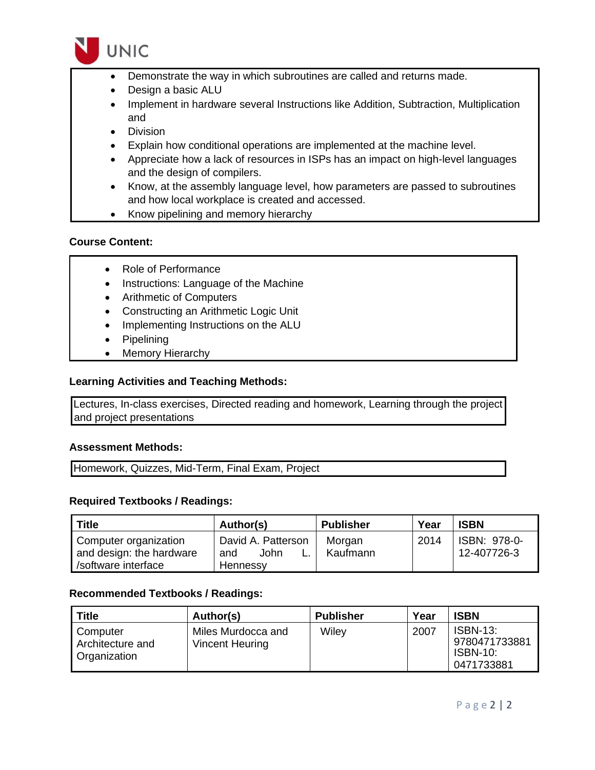- Demonstrate the way in which subroutines are called and returns made.
- Design a basic ALU
- Implement in hardware several Instructions like Addition, Subtraction, Multiplication and
- Division
- Explain how conditional operations are implemented at the machine level.
- Appreciate how a lack of resources in ISPs has an impact on high-level languages and the design of compilers.
- Know, at the assembly language level, how parameters are passed to subroutines and how local workplace is created and accessed.
- Know pipelining and memory hierarchy

**Course Content:**

- Role of Performance
- Instructions: Language of the Machine
- Arithmetic of Computers
- Constructing an Arithmetic Logic Unit
- Implementing Instructions on the ALU
- Pipelining
- Memory Hierarchy

**Learning Activities and Teaching Methods:**

Lectures, In-class exercises, Directed reading and homework, Learning through the project and project presentations

**Assessment Methods:**

Homework, Quizzes, Mid-Term, Final Exam, Project

**Required Textbooks / Readings:**

| Title | Author(s) | Publisher | Year | ISBN |
|---|---|---|---|---|
| Computer organization and design: the hardware /software interface | David A. Patterson and John L. Hennessy | Morgan Kaufmann | 2014 | ISBN: 978-0-12-407726-3 |

**Recommended Textbooks / Readings:**

| Title | Author(s) | Publisher | Year | ISBN |
|---|---|---|---|---|
| Computer Architecture and Organization | Miles Murdocca and Vincent Heuring | Wiley | 2007 | ISBN-13: 9780471733881 ISBN-10: 0471733881 |